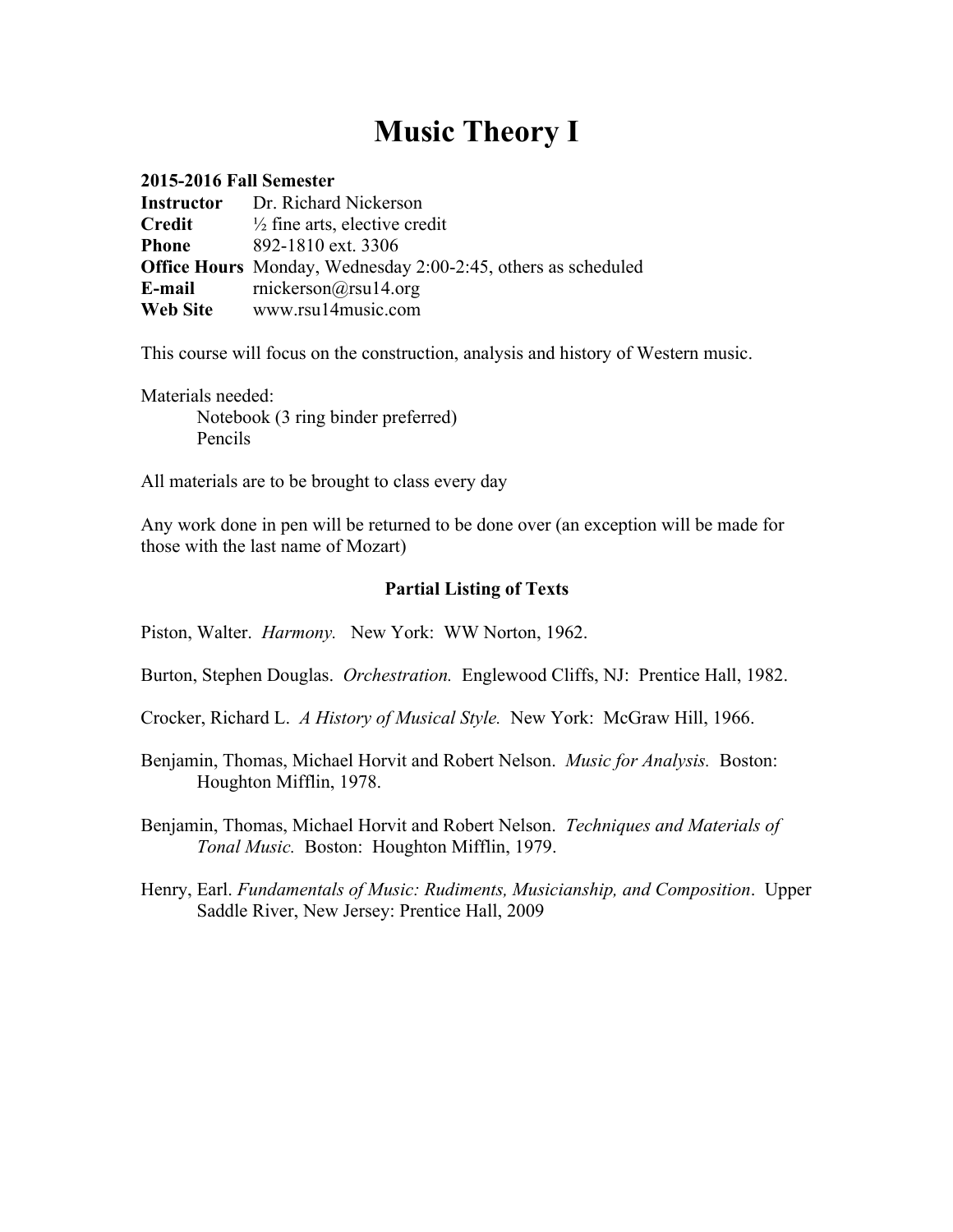# Music Theory I

**2015-2016 Fall Semester**
**Instructor** Dr. Richard Nickerson
**Credit** ½ fine arts, elective credit
**Phone** 892-1810 ext. 3306
**Office Hours** Monday, Wednesday 2:00-2:45, others as scheduled
**E-mail** rnickerson@rsu14.org
**Web Site** www.rsu14music.com

This course will focus on the construction, analysis and history of Western music.

Materials needed:

- Notebook (3 ring binder preferred)
- Pencils

All materials are to be brought to class every day

Any work done in pen will be returned to be done over (an exception will be made for those with the last name of Mozart)

### Partial Listing of Texts

Piston, Walter. *Harmony.* New York: WW Norton, 1962.

Burton, Stephen Douglas. *Orchestration.* Englewood Cliffs, NJ: Prentice Hall, 1982.

Crocker, Richard L. *A History of Musical Style.* New York: McGraw Hill, 1966.

Benjamin, Thomas, Michael Horvit and Robert Nelson. *Music for Analysis.* Boston: Houghton Mifflin, 1978.

Benjamin, Thomas, Michael Horvit and Robert Nelson. *Techniques and Materials of Tonal Music.* Boston: Houghton Mifflin, 1979.

Henry, Earl. *Fundamentals of Music: Rudiments, Musicianship, and Composition*. Upper Saddle River, New Jersey: Prentice Hall, 2009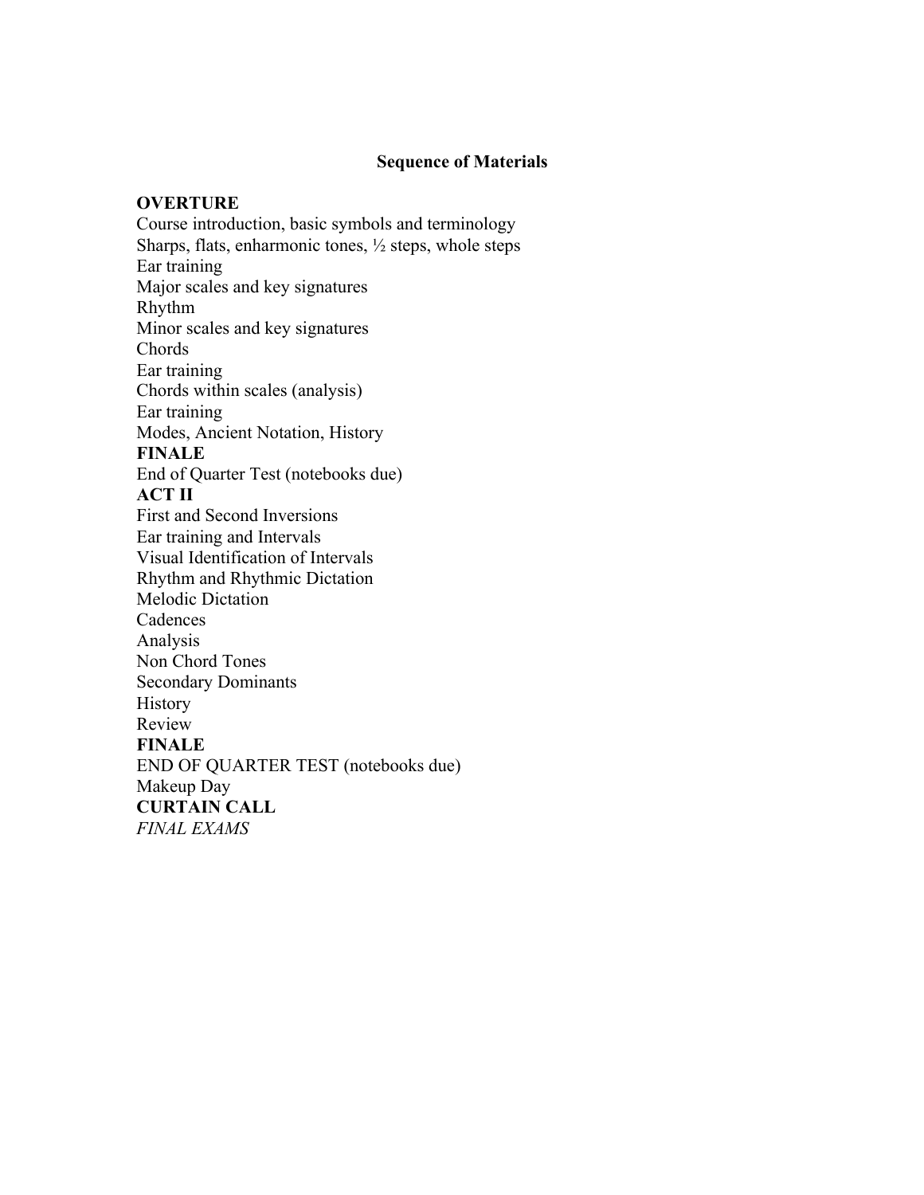## Sequence of Materials

**OVERTURE**
Course introduction, basic symbols and terminology
Sharps, flats, enharmonic tones, ½ steps, whole steps
Ear training
Major scales and key signatures
Rhythm
Minor scales and key signatures
Chords
Ear training
Chords within scales (analysis)
Ear training
Modes, Ancient Notation, History
**FINALE**
End of Quarter Test (notebooks due)
**ACT II**
First and Second Inversions
Ear training and Intervals
Visual Identification of Intervals
Rhythm and Rhythmic Dictation
Melodic Dictation
Cadences
Analysis
Non Chord Tones
Secondary Dominants
History
Review
**FINALE**
END OF QUARTER TEST (notebooks due)
Makeup Day
**CURTAIN CALL**
*FINAL EXAMS*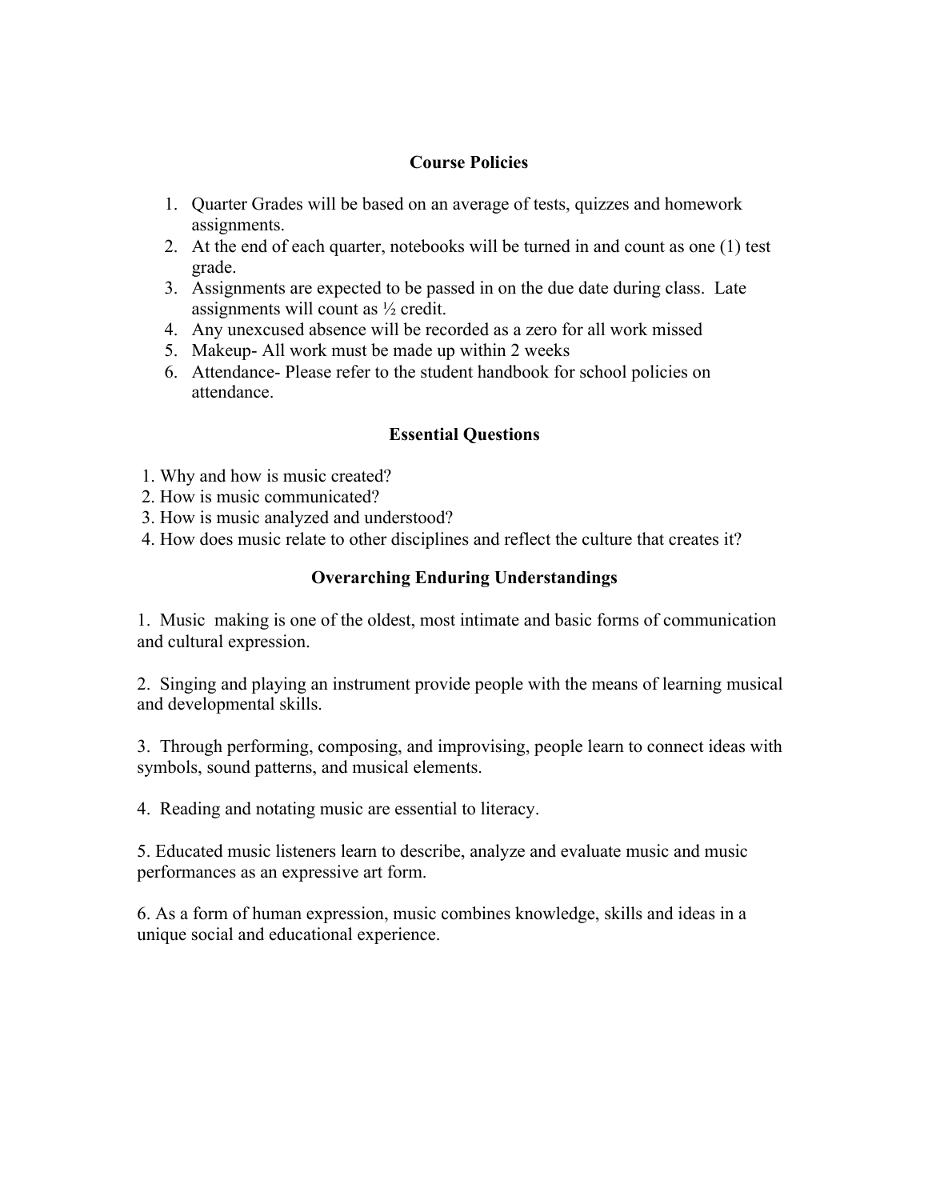## Course Policies

1. Quarter Grades will be based on an average of tests, quizzes and homework assignments.
2. At the end of each quarter, notebooks will be turned in and count as one (1) test grade.
3. Assignments are expected to be passed in on the due date during class. Late assignments will count as ½ credit.
4. Any unexcused absence will be recorded as a zero for all work missed
5. Makeup- All work must be made up within 2 weeks
6. Attendance- Please refer to the student handbook for school policies on attendance.

## Essential Questions

1. Why and how is music created?
2. How is music communicated?
3. How is music analyzed and understood?
4. How does music relate to other disciplines and reflect the culture that creates it?

## Overarching Enduring Understandings

1. Music making is one of the oldest, most intimate and basic forms of communication and cultural expression.

2. Singing and playing an instrument provide people with the means of learning musical and developmental skills.

3. Through performing, composing, and improvising, people learn to connect ideas with symbols, sound patterns, and musical elements.

4. Reading and notating music are essential to literacy.

5. Educated music listeners learn to describe, analyze and evaluate music and music performances as an expressive art form.

6. As a form of human expression, music combines knowledge, skills and ideas in a unique social and educational experience.